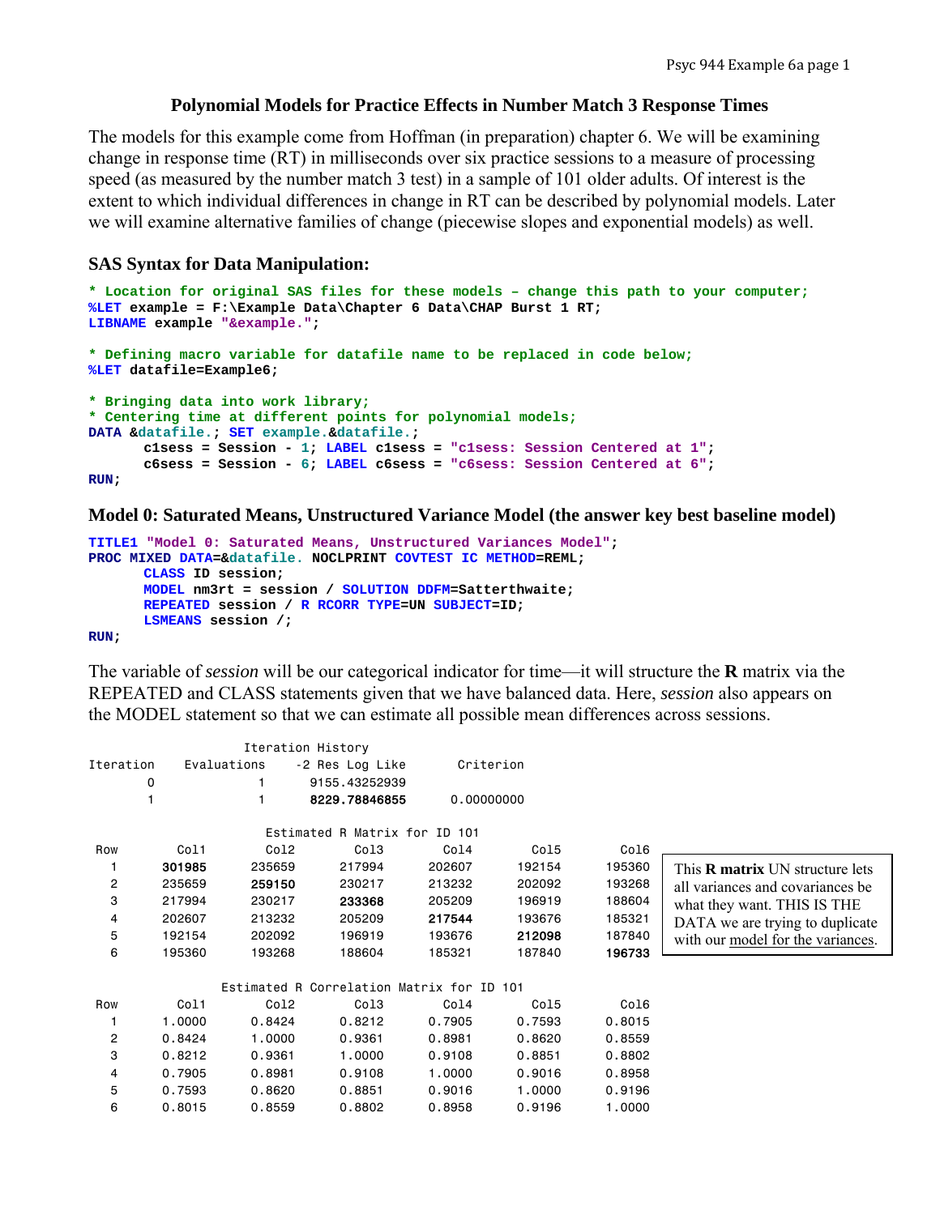## Polynomial Models for Practice Effects in Number Match 3 Response Times

The models for this example come from Hoffman (in preparation) chapter 6. We will be examining change in response time (RT) in milliseconds over six practice sessions to a measure of processing speed (as measured by the number match 3 test) in a sample of 101 older adults. Of interest is the extent to which individual differences in change in RT can be described by polynomial models. Later we will examine alternative families of change (piecewise slopes and exponential models) as well.

### SAS Syntax for Data Manipulation:

```
* Location for original SAS files for these models – change this path to your computer;
%LET example = F:\Example Data\Chapter 6 Data\CHAP Burst 1 RT;
LIBNAME example "&example.";

* Defining macro variable for datafile name to be replaced in code below;
%LET datafile=Example6;

* Bringing data into work library;
* Centering time at different points for polynomial models;
DATA &datafile.; SET example.&datafile.;
      c1sess = Session - 1; LABEL c1sess = "c1sess: Session Centered at 1";
      c6sess = Session - 6; LABEL c6sess = "c6sess: Session Centered at 6";
RUN;
```

### Model 0: Saturated Means, Unstructured Variance Model (the answer key best baseline model)

```
TITLE1 "Model 0: Saturated Means, Unstructured Variances Model";
PROC MIXED DATA=&datafile. NOCLPRINT COVTEST IC METHOD=REML;
      CLASS ID session;
      MODEL nm3rt = session / SOLUTION DDFM=Satterthwaite;
      REPEATED session / R RCORR TYPE=UN SUBJECT=ID;
      LSMEANS session /;
RUN;
```

The variable of *session* will be our categorical indicator for time—it will structure the **R** matrix via the REPEATED and CLASS statements given that we have balanced data. Here, *session* also appears on the MODEL statement so that we can estimate all possible mean differences across sessions.

```
                Iteration History
Iteration    Evaluations    -2 Res Log Like      Criterion
        0              1      9155.43252939
        1              1      8229.78846855      0.00000000
```

Estimated R Matrix for ID 101

| Row | Col1 | Col2 | Col3 | Col4 | Col5 | Col6 |
|---|---|---|---|---|---|---|
| 1 | **301985** | 235659 | 217994 | 202607 | 192154 | 195360 |
| 2 | 235659 | **259150** | 230217 | 213232 | 202092 | 193268 |
| 3 | 217994 | 230217 | **233368** | 205209 | 196919 | 188604 |
| 4 | 202607 | 213232 | 205209 | **217544** | 193676 | 185321 |
| 5 | 192154 | 202092 | 196919 | 193676 | **212098** | 187840 |
| 6 | 195360 | 193268 | 188604 | 185321 | 187840 | **196733** |

This **R matrix** UN structure lets all variances and covariances be what they want. THIS IS THE DATA we are trying to duplicate with our model for the variances.

Estimated R Correlation Matrix for ID 101

| Row | Col1 | Col2 | Col3 | Col4 | Col5 | Col6 |
|---|---|---|---|---|---|---|
| 1 | 1.0000 | 0.8424 | 0.8212 | 0.7905 | 0.7593 | 0.8015 |
| 2 | 0.8424 | 1.0000 | 0.9361 | 0.8981 | 0.8620 | 0.8559 |
| 3 | 0.8212 | 0.9361 | 1.0000 | 0.9108 | 0.8851 | 0.8802 |
| 4 | 0.7905 | 0.8981 | 0.9108 | 1.0000 | 0.9016 | 0.8958 |
| 5 | 0.7593 | 0.8620 | 0.8851 | 0.9016 | 1.0000 | 0.9196 |
| 6 | 0.8015 | 0.8559 | 0.8802 | 0.8958 | 0.9196 | 1.0000 |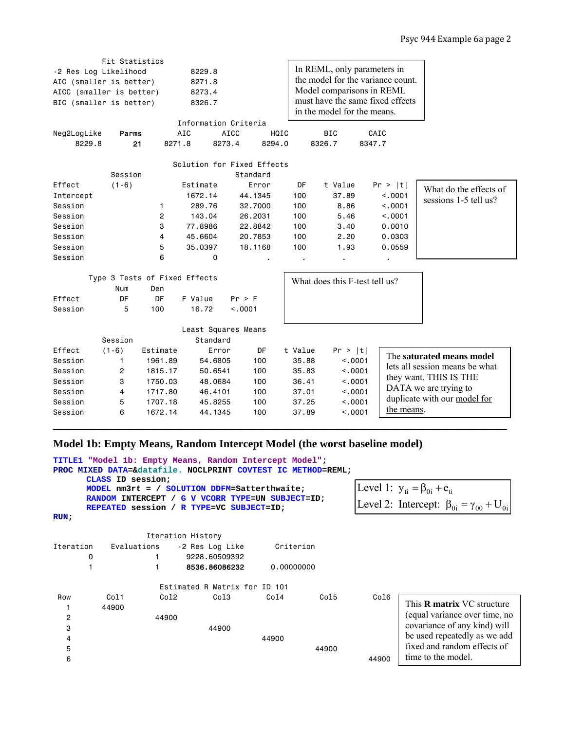**Fit Statistics**

| | |
|---|---|
| -2 Res Log Likelihood | 8229.8 |
| AIC (smaller is better) | 8271.8 |
| AICC (smaller is better) | 8273.4 |
| BIC (smaller is better) | 8326.7 |

In REML, only parameters in the model for the variance count. Model comparisons in REML must have the same fixed effects in the model for the means.

**Information Criteria**

| Neg2LogLike | Parms | AIC | AICC | HQIC | BIC | CAIC |
|---|---|---|---|---|---|---|
| 8229.8 | **21** | 8271.8 | 8273.4 | 8294.0 | 8326.7 | 8347.7 |

**Solution for Fixed Effects**

| Effect | Session (1-6) | Estimate | Standard Error | DF | t Value | Pr > \|t\| |
|---|---|---|---|---|---|---|
| Intercept | | 1672.14 | 44.1345 | 100 | 37.89 | <.0001 |
| Session | 1 | 289.76 | 32.7000 | 100 | 8.86 | <.0001 |
| Session | 2 | 143.04 | 26.2031 | 100 | 5.46 | <.0001 |
| Session | 3 | 77.8986 | 22.8842 | 100 | 3.40 | 0.0010 |
| Session | 4 | 45.6604 | 20.7853 | 100 | 2.20 | 0.0303 |
| Session | 5 | 35.0397 | 18.1168 | 100 | 1.93 | 0.0559 |
| Session | 6 | 0 | . | . | . | . |

What do the effects of sessions 1-5 tell us?

**Type 3 Tests of Fixed Effects**

| Effect | Num DF | Den DF | F Value | Pr > F |
|---|---|---|---|---|
| Session | 5 | 100 | 16.72 | <.0001 |

What does this F-test tell us?

**Least Squares Means**

| Effect | Session (1-6) | Estimate | Standard Error | DF | t Value | Pr > \|t\| |
|---|---|---|---|---|---|---|
| Session | 1 | 1961.89 | 54.6805 | 100 | 35.88 | <.0001 |
| Session | 2 | 1815.17 | 50.6541 | 100 | 35.83 | <.0001 |
| Session | 3 | 1750.03 | 48.0684 | 100 | 36.41 | <.0001 |
| Session | 4 | 1717.80 | 46.4101 | 100 | 37.01 | <.0001 |
| Session | 5 | 1707.18 | 45.8255 | 100 | 37.25 | <.0001 |
| Session | 6 | 1672.14 | 44.1345 | 100 | 37.89 | <.0001 |

The **saturated means model** lets all session means be what they want. THIS IS THE DATA we are trying to duplicate with our model for the means.

---

## Model 1b: Empty Means, Random Intercept Model (the worst baseline model)

```
TITLE1 "Model 1b: Empty Means, Random Intercept Model";
PROC MIXED DATA=&datafile. NOCLPRINT COVTEST IC METHOD=REML;
      CLASS ID session;
      MODEL nm3rt = / SOLUTION DDFM=Satterthwaite;
      RANDOM INTERCEPT / G V VCORR TYPE=UN SUBJECT=ID;
      REPEATED session / R TYPE=VC SUBJECT=ID;
RUN;
```

Level 1: $y_{ti} = \beta_{0i} + e_{ti}$

Level 2: Intercept: $\beta_{0i} = \gamma_{00} + U_{0i}$

**Iteration History**

| Iteration | Evaluations | -2 Res Log Like | Criterion |
|---|---|---|---|
| 0 | 1 | 9228.60509392 | |
| 1 | 1 | **8536.86086232** | 0.00000000 |

**Estimated R Matrix for ID 101**

| Row | Col1 | Col2 | Col3 | Col4 | Col5 | Col6 |
|---|---|---|---|---|---|---|
| 1 | 44900 | | | | | |
| 2 | | 44900 | | | | |
| 3 | | | 44900 | | | |
| 4 | | | | 44900 | | |
| 5 | | | | | 44900 | |
| 6 | | | | | | 44900 |

This **R matrix** VC structure (equal variance over time, no covariance of any kind) will be used repeatedly as we add fixed and random effects of time to the model.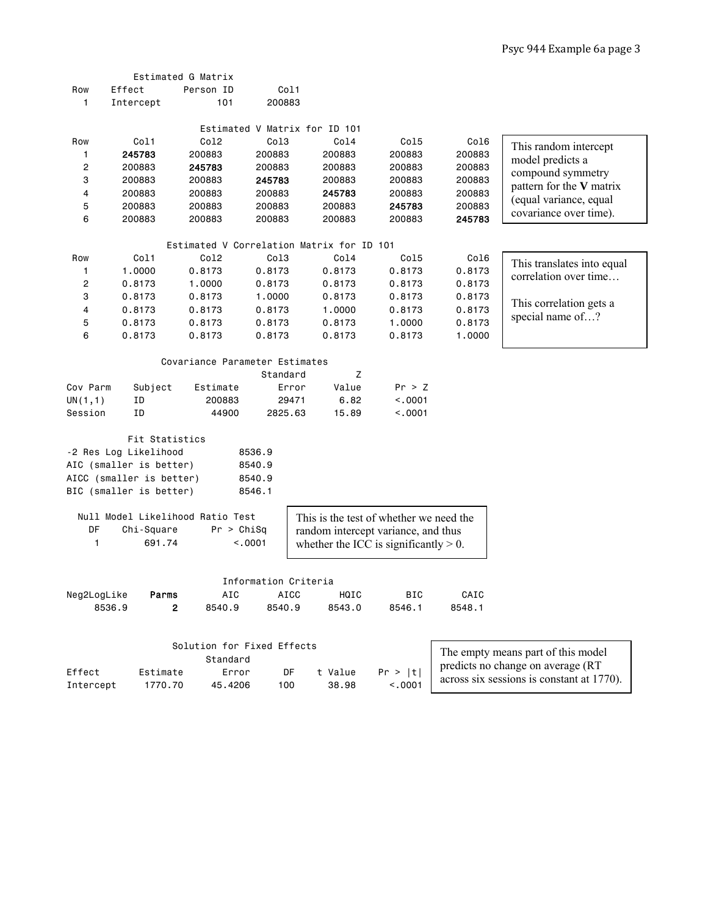**Estimated G Matrix**

| Row | Effect | Person ID | Col1 |
|---|---|---|---|
| 1 | Intercept | 101 | 200883 |

**Estimated V Matrix for ID 101**

| Row | Col1 | Col2 | Col3 | Col4 | Col5 | Col6 |
|---|---|---|---|---|---|---|
| 1 | **245783** | 200883 | 200883 | 200883 | 200883 | 200883 |
| 2 | 200883 | **245783** | 200883 | 200883 | 200883 | 200883 |
| 3 | 200883 | 200883 | **245783** | 200883 | 200883 | 200883 |
| 4 | 200883 | 200883 | 200883 | **245783** | 200883 | 200883 |
| 5 | 200883 | 200883 | 200883 | 200883 | **245783** | 200883 |
| 6 | 200883 | 200883 | 200883 | 200883 | 200883 | **245783** |

This random intercept model predicts a compound symmetry pattern for the **V** matrix (equal variance, equal covariance over time).

**Estimated V Correlation Matrix for ID 101**

| Row | Col1 | Col2 | Col3 | Col4 | Col5 | Col6 |
|---|---|---|---|---|---|---|
| 1 | 1.0000 | 0.8173 | 0.8173 | 0.8173 | 0.8173 | 0.8173 |
| 2 | 0.8173 | 1.0000 | 0.8173 | 0.8173 | 0.8173 | 0.8173 |
| 3 | 0.8173 | 0.8173 | 1.0000 | 0.8173 | 0.8173 | 0.8173 |
| 4 | 0.8173 | 0.8173 | 0.8173 | 1.0000 | 0.8173 | 0.8173 |
| 5 | 0.8173 | 0.8173 | 0.8173 | 0.8173 | 1.0000 | 0.8173 |
| 6 | 0.8173 | 0.8173 | 0.8173 | 0.8173 | 0.8173 | 1.0000 |

This translates into equal correlation over time…

This correlation gets a special name of…?

**Covariance Parameter Estimates**

| Cov Parm | Subject | Estimate | Standard Error | Z Value | Pr > Z |
|---|---|---|---|---|---|
| UN(1,1) | ID | 200883 | 29471 | 6.82 | <.0001 |
| Session | ID | 44900 | 2825.63 | 15.89 | <.0001 |

**Fit Statistics**

| | |
|---|---|
| -2 Res Log Likelihood | 8536.9 |
| AIC (smaller is better) | 8540.9 |
| AICC (smaller is better) | 8540.9 |
| BIC (smaller is better) | 8546.1 |

**Null Model Likelihood Ratio Test**

| DF | Chi-Square | Pr > ChiSq |
|---|---|---|
| 1 | 691.74 | <.0001 |

This is the test of whether we need the random intercept variance, and thus whether the ICC is significantly > 0.

**Information Criteria**

| Neg2LogLike | Parms | AIC | AICC | HQIC | BIC | CAIC |
|---|---|---|---|---|---|---|
| 8536.9 | **2** | 8540.9 | 8540.9 | 8543.0 | 8546.1 | 8548.1 |

**Solution for Fixed Effects**

| Effect | Estimate | Standard Error | DF | t Value | Pr > \|t\| |
|---|---|---|---|---|---|
| Intercept | 1770.70 | 45.4206 | 100 | 38.98 | <.0001 |

The empty means part of this model predicts no change on average (RT across six sessions is constant at 1770).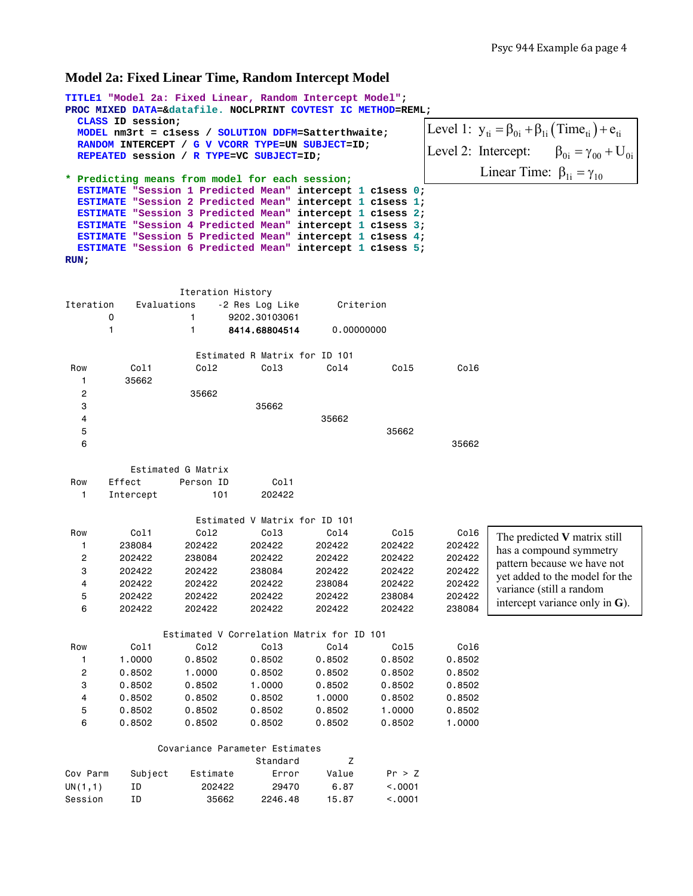## Model 2a: Fixed Linear Time, Random Intercept Model

```
TITLE1 "Model 2a: Fixed Linear, Random Intercept Model";
PROC MIXED DATA=&datafile. NOCLPRINT COVTEST IC METHOD=REML;
  CLASS ID session;
  MODEL nm3rt = c1sess / SOLUTION DDFM=Satterthwaite;
  RANDOM INTERCEPT / G V VCORR TYPE=UN SUBJECT=ID;
  REPEATED session / R TYPE=VC SUBJECT=ID;

* Predicting means from model for each session;
  ESTIMATE "Session 1 Predicted Mean" intercept 1 c1sess 0;
  ESTIMATE "Session 2 Predicted Mean" intercept 1 c1sess 1;
  ESTIMATE "Session 3 Predicted Mean" intercept 1 c1sess 2;
  ESTIMATE "Session 4 Predicted Mean" intercept 1 c1sess 3;
  ESTIMATE "Session 5 Predicted Mean" intercept 1 c1sess 4;
  ESTIMATE "Session 6 Predicted Mean" intercept 1 c1sess 5;
RUN;
```

Level 1: $y_{ti} = \beta_{0i} + \beta_{1i}(\text{Time}_{ti}) + e_{ti}$

Level 2: Intercept: $\beta_{0i} = \gamma_{00} + U_{0i}$

Linear Time: $\beta_{1i} = \gamma_{10}$

Iteration History

| Iteration | Evaluations | -2 Res Log Like | Criterion |
|---|---|---|---|
| 0 | 1 | 9202.30103061 | |
| 1 | 1 | **8414.68804514** | 0.00000000 |

Estimated R Matrix for ID 101

| Row | Col1 | Col2 | Col3 | Col4 | Col5 | Col6 |
|---|---|---|---|---|---|---|
| 1 | 35662 | | | | | |
| 2 | | 35662 | | | | |
| 3 | | | 35662 | | | |
| 4 | | | | 35662 | | |
| 5 | | | | | 35662 | |
| 6 | | | | | | 35662 |

Estimated G Matrix

| Row | Effect | Person ID | Col1 |
|---|---|---|---|
| 1 | Intercept | 101 | 202422 |

Estimated V Matrix for ID 101

| Row | Col1 | Col2 | Col3 | Col4 | Col5 | Col6 |
|---|---|---|---|---|---|---|
| 1 | 238084 | 202422 | 202422 | 202422 | 202422 | 202422 |
| 2 | 202422 | 238084 | 202422 | 202422 | 202422 | 202422 |
| 3 | 202422 | 202422 | 238084 | 202422 | 202422 | 202422 |
| 4 | 202422 | 202422 | 202422 | 238084 | 202422 | 202422 |
| 5 | 202422 | 202422 | 202422 | 202422 | 238084 | 202422 |
| 6 | 202422 | 202422 | 202422 | 202422 | 202422 | 238084 |

The predicted **V** matrix still has a compound symmetry pattern because we have not yet added to the model for the variance (still a random intercept variance only in **G**).

Estimated V Correlation Matrix for ID 101

| Row | Col1 | Col2 | Col3 | Col4 | Col5 | Col6 |
|---|---|---|---|---|---|---|
| 1 | 1.0000 | 0.8502 | 0.8502 | 0.8502 | 0.8502 | 0.8502 |
| 2 | 0.8502 | 1.0000 | 0.8502 | 0.8502 | 0.8502 | 0.8502 |
| 3 | 0.8502 | 0.8502 | 1.0000 | 0.8502 | 0.8502 | 0.8502 |
| 4 | 0.8502 | 0.8502 | 0.8502 | 1.0000 | 0.8502 | 0.8502 |
| 5 | 0.8502 | 0.8502 | 0.8502 | 0.8502 | 1.0000 | 0.8502 |
| 6 | 0.8502 | 0.8502 | 0.8502 | 0.8502 | 0.8502 | 1.0000 |

Covariance Parameter Estimates

| Cov Parm | Subject | Estimate | Standard Error | Z Value | Pr > Z |
|---|---|---|---|---|---|
| UN(1,1) | ID | 202422 | 29470 | 6.87 | <.0001 |
| Session | ID | 35662 | 2246.48 | 15.87 | <.0001 |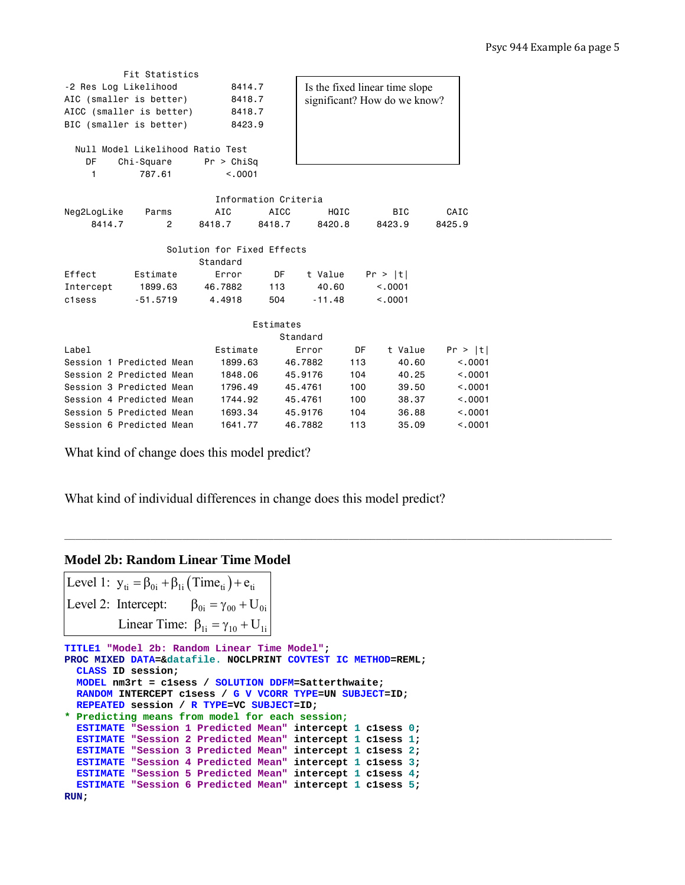```
           Fit Statistics
-2 Res Log Likelihood         8414.7
AIC (smaller is better)       8418.7
AICC (smaller is better)      8418.7
BIC (smaller is better)       8423.9

  Null Model Likelihood Ratio Test
    DF    Chi-Square      Pr > ChiSq
     1        787.61          <.0001

                        Information Criteria
Neg2LogLike    Parms       AIC       AICC       HQIC        BIC       CAIC
     8414.7        2    8418.7     8418.7     8420.8     8423.9     8425.9

                Solution for Fixed Effects
                           Standard
Effect       Estimate       Error      DF    t Value    Pr > |t|
Intercept     1899.63     46.7882     113      40.60      <.0001
c1sess       -51.5719      4.4918     504     -11.48      <.0001

                                   Estimates
                                        Standard
Label                       Estimate       Error      DF    t Value    Pr > |t|
Session 1 Predicted Mean     1899.63     46.7882     113      40.60      <.0001
Session 2 Predicted Mean     1848.06     45.9176     104      40.25      <.0001
Session 3 Predicted Mean     1796.49     45.4761     100      39.50      <.0001
Session 4 Predicted Mean     1744.92     45.4761     100      38.37      <.0001
Session 5 Predicted Mean     1693.34     45.9176     104      36.88      <.0001
Session 6 Predicted Mean     1641.77     46.7882     113      35.09      <.0001
```

Is the fixed linear time slope significant? How do we know?

What kind of change does this model predict?

What kind of individual differences in change does this model predict?

---

### Model 2b: Random Linear Time Model

$$\text{Level 1: } y_{ti} = \beta_{0i} + \beta_{1i}\left(\text{Time}_{ti}\right) + e_{ti}$$

$$\text{Level 2: Intercept: } \beta_{0i} = \gamma_{00} + U_{0i}$$

$$\text{Linear Time: } \beta_{1i} = \gamma_{10} + U_{1i}$$

```
TITLE1 "Model 2b: Random Linear Time Model";
PROC MIXED DATA=&datafile. NOCLPRINT COVTEST IC METHOD=REML;
  CLASS ID session;
  MODEL nm3rt = c1sess / SOLUTION DDFM=Satterthwaite;
  RANDOM INTERCEPT c1sess / G V VCORR TYPE=UN SUBJECT=ID;
  REPEATED session / R TYPE=VC SUBJECT=ID;
* Predicting means from model for each session;
  ESTIMATE "Session 1 Predicted Mean" intercept 1 c1sess 0;
  ESTIMATE "Session 2 Predicted Mean" intercept 1 c1sess 1;
  ESTIMATE "Session 3 Predicted Mean" intercept 1 c1sess 2;
  ESTIMATE "Session 4 Predicted Mean" intercept 1 c1sess 3;
  ESTIMATE "Session 5 Predicted Mean" intercept 1 c1sess 4;
  ESTIMATE "Session 6 Predicted Mean" intercept 1 c1sess 5;
RUN;
```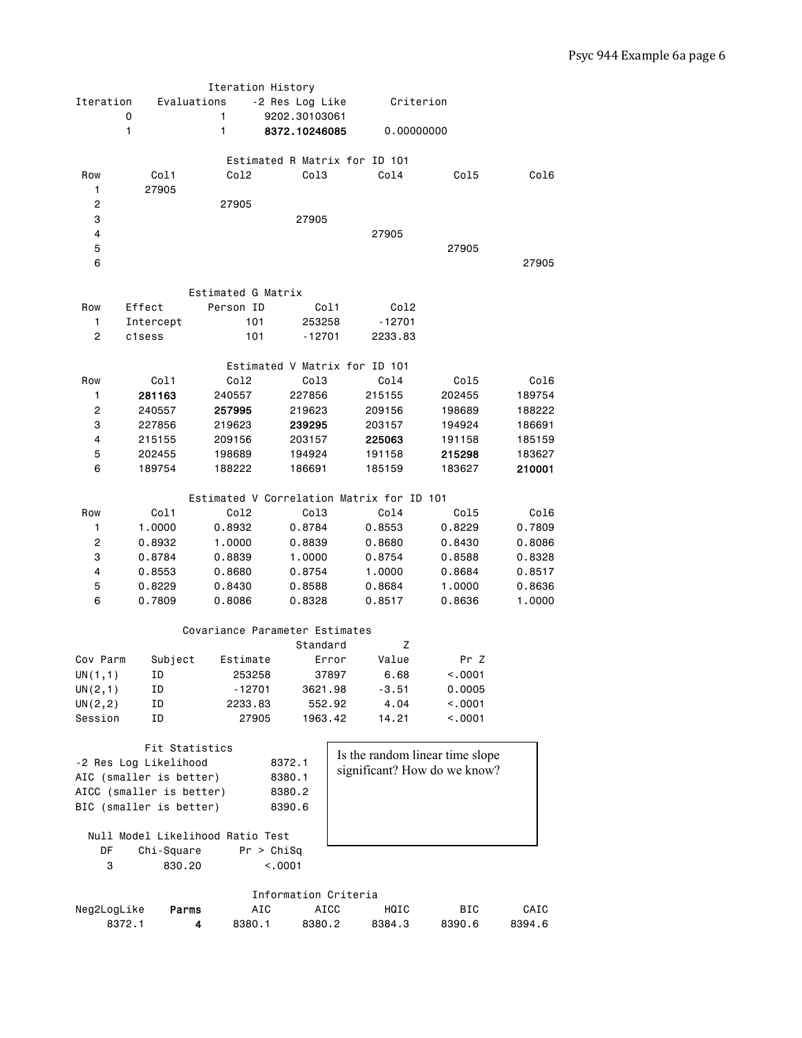Iteration History

| Iteration | Evaluations | -2 Res Log Like | Criterion |
|---|---|---|---|
| 0 | 1 | 9202.30103061 | |
| 1 | 1 | **8372.10246085** | 0.00000000 |

Estimated R Matrix for ID 101

| Row | Col1 | Col2 | Col3 | Col4 | Col5 | Col6 |
|---|---|---|---|---|---|---|
| 1 | 27905 | | | | | |
| 2 | | 27905 | | | | |
| 3 | | | 27905 | | | |
| 4 | | | | 27905 | | |
| 5 | | | | | 27905 | |
| 6 | | | | | | 27905 |

Estimated G Matrix

| Row | Effect | Person ID | Col1 | Col2 |
|---|---|---|---|---|
| 1 | Intercept | 101 | 253258 | -12701 |
| 2 | c1sess | 101 | -12701 | 2233.83 |

Estimated V Matrix for ID 101

| Row | Col1 | Col2 | Col3 | Col4 | Col5 | Col6 |
|---|---|---|---|---|---|---|
| 1 | **281163** | 240557 | 227856 | 215155 | 202455 | 189754 |
| 2 | 240557 | **257995** | 219623 | 209156 | 198689 | 188222 |
| 3 | 227856 | 219623 | **239295** | 203157 | 194924 | 186691 |
| 4 | 215155 | 209156 | 203157 | **225063** | 191158 | 185159 |
| 5 | 202455 | 198689 | 194924 | 191158 | **215298** | 183627 |
| 6 | 189754 | 188222 | 186691 | 185159 | 183627 | **210001** |

Estimated V Correlation Matrix for ID 101

| Row | Col1 | Col2 | Col3 | Col4 | Col5 | Col6 |
|---|---|---|---|---|---|---|
| 1 | 1.0000 | 0.8932 | 0.8784 | 0.8553 | 0.8229 | 0.7809 |
| 2 | 0.8932 | 1.0000 | 0.8839 | 0.8680 | 0.8430 | 0.8086 |
| 3 | 0.8784 | 0.8839 | 1.0000 | 0.8754 | 0.8588 | 0.8328 |
| 4 | 0.8553 | 0.8680 | 0.8754 | 1.0000 | 0.8684 | 0.8517 |
| 5 | 0.8229 | 0.8430 | 0.8588 | 0.8684 | 1.0000 | 0.8636 |
| 6 | 0.7809 | 0.8086 | 0.8328 | 0.8517 | 0.8636 | 1.0000 |

Covariance Parameter Estimates

| Cov Parm | Subject | Estimate | Standard Error | Z Value | Pr Z |
|---|---|---|---|---|---|
| UN(1,1) | ID | 253258 | 37897 | 6.68 | <.0001 |
| UN(2,1) | ID | -12701 | 3621.98 | -3.51 | 0.0005 |
| UN(2,2) | ID | 2233.83 | 552.92 | 4.04 | <.0001 |
| Session | ID | 27905 | 1963.42 | 14.21 | <.0001 |

Fit Statistics

| | |
|---|---|
| -2 Res Log Likelihood | 8372.1 |
| AIC (smaller is better) | 8380.1 |
| AICC (smaller is better) | 8380.2 |
| BIC (smaller is better) | 8390.6 |

Is the random linear time slope significant? How do we know?

Null Model Likelihood Ratio Test

| DF | Chi-Square | Pr > ChiSq |
|---|---|---|
| 3 | 830.20 | <.0001 |

Information Criteria

| Neg2LogLike | **Parms** | AIC | AICC | HQIC | BIC | CAIC |
|---|---|---|---|---|---|---|
| 8372.1 | **4** | 8380.1 | 8380.2 | 8384.3 | 8390.6 | 8394.6 |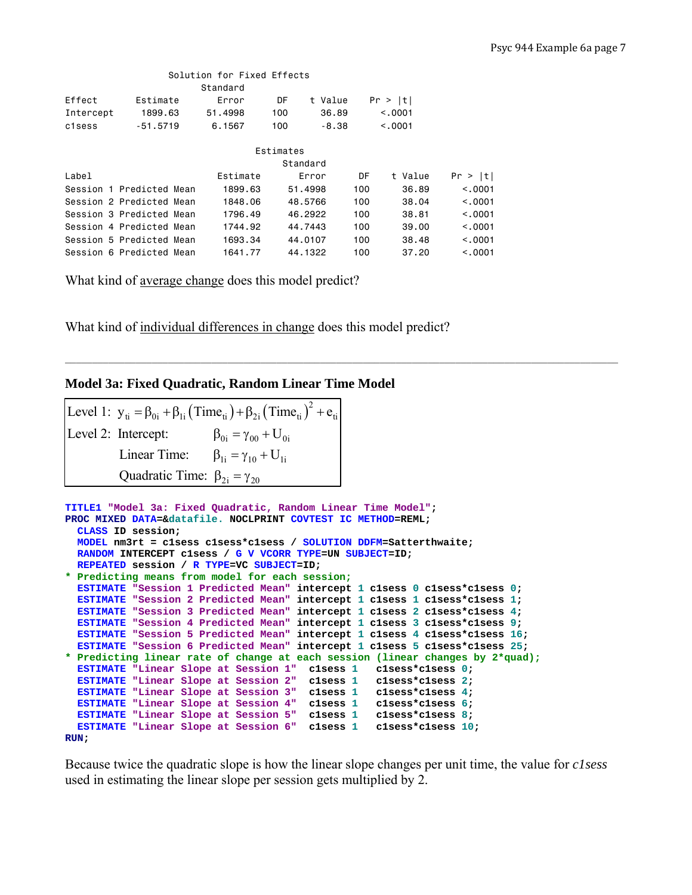Solution for Fixed Effects

| Effect | Estimate | Standard Error | DF | t Value | Pr > \|t\| |
|---|---|---|---|---|---|
| Intercept | 1899.63 | 51.4998 | 100 | 36.89 | <.0001 |
| c1sess | -51.5719 | 6.1567 | 100 | -8.38 | <.0001 |

Estimates

| Label | Estimate | Standard Error | DF | t Value | Pr > \|t\| |
|---|---|---|---|---|---|
| Session 1 Predicted Mean | 1899.63 | 51.4998 | 100 | 36.89 | <.0001 |
| Session 2 Predicted Mean | 1848.06 | 48.5766 | 100 | 38.04 | <.0001 |
| Session 3 Predicted Mean | 1796.49 | 46.2922 | 100 | 38.81 | <.0001 |
| Session 4 Predicted Mean | 1744.92 | 44.7443 | 100 | 39.00 | <.0001 |
| Session 5 Predicted Mean | 1693.34 | 44.0107 | 100 | 38.48 | <.0001 |
| Session 6 Predicted Mean | 1641.77 | 44.1322 | 100 | 37.20 | <.0001 |

What kind of average change does this model predict?

What kind of individual differences in change does this model predict?

---

### Model 3a: Fixed Quadratic, Random Linear Time Model

Level 1: $y_{ti} = \beta_{0i} + \beta_{1i}\left(\text{Time}_{ti}\right) + \beta_{2i}\left(\text{Time}_{ti}\right)^2 + e_{ti}$

Level 2: Intercept: $\beta_{0i} = \gamma_{00} + U_{0i}$

Linear Time: $\beta_{1i} = \gamma_{10} + U_{1i}$

Quadratic Time: $\beta_{2i} = \gamma_{20}$

```
TITLE1 "Model 3a: Fixed Quadratic, Random Linear Time Model";
PROC MIXED DATA=&datafile. NOCLPRINT COVTEST IC METHOD=REML;
  CLASS ID session;
  MODEL nm3rt = c1sess c1sess*c1sess / SOLUTION DDFM=Satterthwaite;
  RANDOM INTERCEPT c1sess / G V VCORR TYPE=UN SUBJECT=ID;
  REPEATED session / R TYPE=VC SUBJECT=ID;
* Predicting means from model for each session;
  ESTIMATE "Session 1 Predicted Mean" intercept 1 c1sess 0 c1sess*c1sess 0;
  ESTIMATE "Session 2 Predicted Mean" intercept 1 c1sess 1 c1sess*c1sess 1;
  ESTIMATE "Session 3 Predicted Mean" intercept 1 c1sess 2 c1sess*c1sess 4;
  ESTIMATE "Session 4 Predicted Mean" intercept 1 c1sess 3 c1sess*c1sess 9;
  ESTIMATE "Session 5 Predicted Mean" intercept 1 c1sess 4 c1sess*c1sess 16;
  ESTIMATE "Session 6 Predicted Mean" intercept 1 c1sess 5 c1sess*c1sess 25;
* Predicting linear rate of change at each session (linear changes by 2*quad);
  ESTIMATE "Linear Slope at Session 1"  c1sess 1   c1sess*c1sess 0;
  ESTIMATE "Linear Slope at Session 2"  c1sess 1   c1sess*c1sess 2;
  ESTIMATE "Linear Slope at Session 3"  c1sess 1   c1sess*c1sess 4;
  ESTIMATE "Linear Slope at Session 4"  c1sess 1   c1sess*c1sess 6;
  ESTIMATE "Linear Slope at Session 5"  c1sess 1   c1sess*c1sess 8;
  ESTIMATE "Linear Slope at Session 6"  c1sess 1   c1sess*c1sess 10;
RUN;
```

Because twice the quadratic slope is how the linear slope changes per unit time, the value for *c1sess* used in estimating the linear slope per session gets multiplied by 2.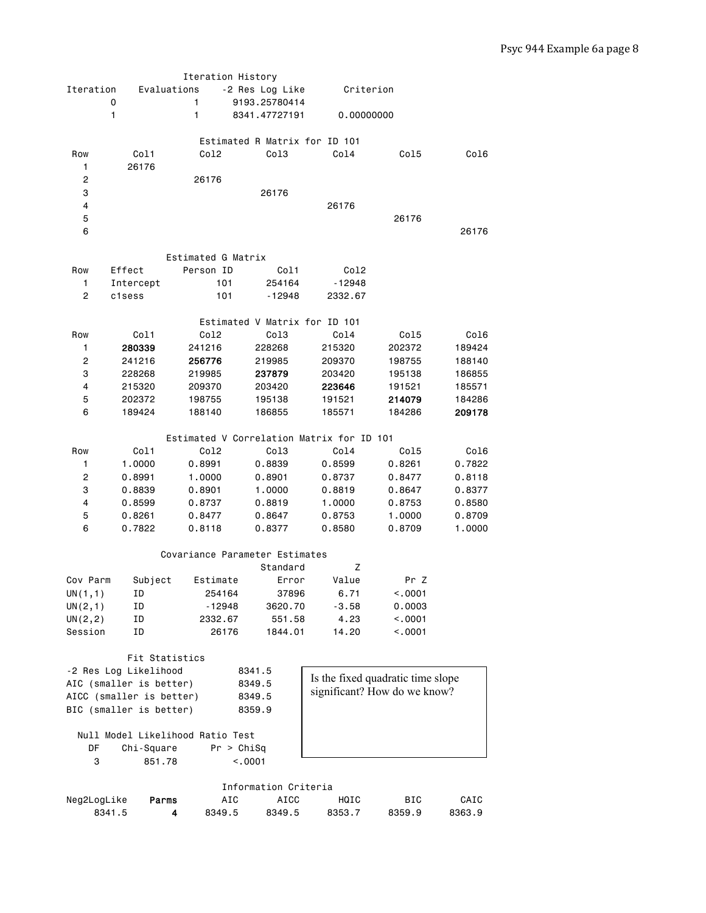**Iteration History**

| Iteration | Evaluations | -2 Res Log Like | Criterion |
|---|---|---|---|
| 0 | 1 | 9193.25780414 | |
| 1 | 1 | 8341.47727191 | 0.00000000 |

**Estimated R Matrix for ID 101**

| Row | Col1 | Col2 | Col3 | Col4 | Col5 | Col6 |
|---|---|---|---|---|---|---|
| 1 | 26176 | | | | | |
| 2 | | 26176 | | | | |
| 3 | | | 26176 | | | |
| 4 | | | | 26176 | | |
| 5 | | | | | 26176 | |
| 6 | | | | | | 26176 |

**Estimated G Matrix**

| Row | Effect | Person ID | Col1 | Col2 |
|---|---|---|---|---|
| 1 | Intercept | 101 | 254164 | -12948 |
| 2 | c1sess | 101 | -12948 | 2332.67 |

**Estimated V Matrix for ID 101**

| Row | Col1 | Col2 | Col3 | Col4 | Col5 | Col6 |
|---|---|---|---|---|---|---|
| 1 | **280339** | 241216 | 228268 | 215320 | 202372 | 189424 |
| 2 | 241216 | **256776** | 219985 | 209370 | 198755 | 188140 |
| 3 | 228268 | 219985 | **237879** | 203420 | 195138 | 186855 |
| 4 | 215320 | 209370 | 203420 | **223646** | 191521 | 185571 |
| 5 | 202372 | 198755 | 195138 | 191521 | **214079** | 184286 |
| 6 | 189424 | 188140 | 186855 | 185571 | 184286 | **209178** |

**Estimated V Correlation Matrix for ID 101**

| Row | Col1 | Col2 | Col3 | Col4 | Col5 | Col6 |
|---|---|---|---|---|---|---|
| 1 | 1.0000 | 0.8991 | 0.8839 | 0.8599 | 0.8261 | 0.7822 |
| 2 | 0.8991 | 1.0000 | 0.8901 | 0.8737 | 0.8477 | 0.8118 |
| 3 | 0.8839 | 0.8901 | 1.0000 | 0.8819 | 0.8647 | 0.8377 |
| 4 | 0.8599 | 0.8737 | 0.8819 | 1.0000 | 0.8753 | 0.8580 |
| 5 | 0.8261 | 0.8477 | 0.8647 | 0.8753 | 1.0000 | 0.8709 |
| 6 | 0.7822 | 0.8118 | 0.8377 | 0.8580 | 0.8709 | 1.0000 |

**Covariance Parameter Estimates**

| Cov Parm | Subject | Estimate | Standard Error | Z Value | Pr Z |
|---|---|---|---|---|---|
| UN(1,1) | ID | 254164 | 37896 | 6.71 | <.0001 |
| UN(2,1) | ID | -12948 | 3620.70 | -3.58 | 0.0003 |
| UN(2,2) | ID | 2332.67 | 551.58 | 4.23 | <.0001 |
| Session | ID | 26176 | 1844.01 | 14.20 | <.0001 |

**Fit Statistics**

| | |
|---|---|
| -2 Res Log Likelihood | 8341.5 |
| AIC (smaller is better) | 8349.5 |
| AICC (smaller is better) | 8349.5 |
| BIC (smaller is better) | 8359.9 |

Is the fixed quadratic time slope significant? How do we know?

**Null Model Likelihood Ratio Test**

| DF | Chi-Square | Pr > ChiSq |
|---|---|---|
| 3 | 851.78 | <.0001 |

**Information Criteria**

| Neg2LogLike | **Parms** | AIC | AICC | HQIC | BIC | CAIC |
|---|---|---|---|---|---|---|
| 8341.5 | **4** | 8349.5 | 8349.5 | 8353.7 | 8359.9 | 8363.9 |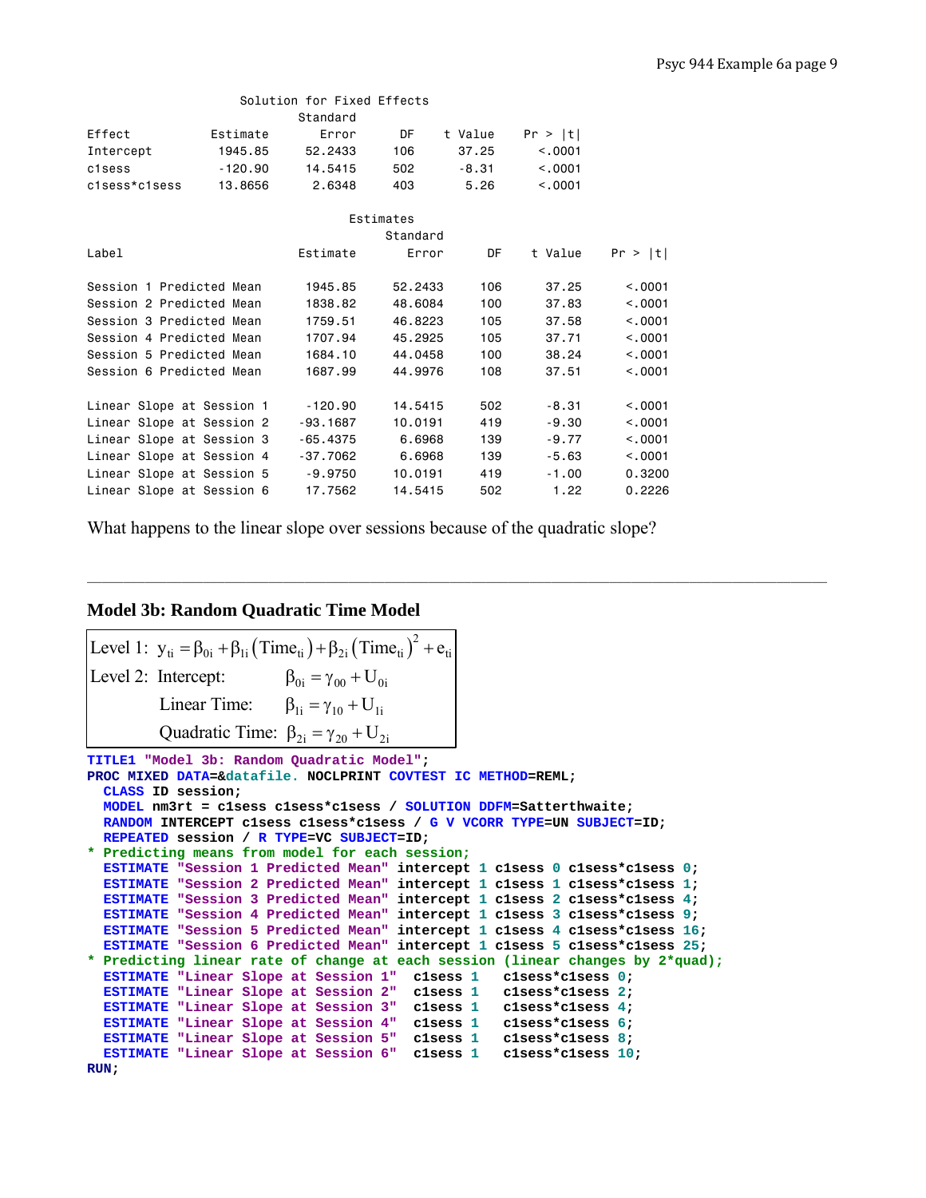Solution for Fixed Effects

| Effect | Estimate | Standard Error | DF | t Value | Pr > \|t\| |
|---|---|---|---|---|---|
| Intercept | 1945.85 | 52.2433 | 106 | 37.25 | <.0001 |
| c1sess | -120.90 | 14.5415 | 502 | -8.31 | <.0001 |
| c1sess*c1sess | 13.8656 | 2.6348 | 403 | 5.26 | <.0001 |

Estimates

| Label | Estimate | Standard Error | DF | t Value | Pr > \|t\| |
|---|---|---|---|---|---|
| Session 1 Predicted Mean | 1945.85 | 52.2433 | 106 | 37.25 | <.0001 |
| Session 2 Predicted Mean | 1838.82 | 48.6084 | 100 | 37.83 | <.0001 |
| Session 3 Predicted Mean | 1759.51 | 46.8223 | 105 | 37.58 | <.0001 |
| Session 4 Predicted Mean | 1707.94 | 45.2925 | 105 | 37.71 | <.0001 |
| Session 5 Predicted Mean | 1684.10 | 44.0458 | 100 | 38.24 | <.0001 |
| Session 6 Predicted Mean | 1687.99 | 44.9976 | 108 | 37.51 | <.0001 |
| Linear Slope at Session 1 | -120.90 | 14.5415 | 502 | -8.31 | <.0001 |
| Linear Slope at Session 2 | -93.1687 | 10.0191 | 419 | -9.30 | <.0001 |
| Linear Slope at Session 3 | -65.4375 | 6.6968 | 139 | -9.77 | <.0001 |
| Linear Slope at Session 4 | -37.7062 | 6.6968 | 139 | -5.63 | <.0001 |
| Linear Slope at Session 5 | -9.9750 | 10.0191 | 419 | -1.00 | 0.3200 |
| Linear Slope at Session 6 | 17.7562 | 14.5415 | 502 | 1.22 | 0.2226 |

What happens to the linear slope over sessions because of the quadratic slope?

---

## Model 3b: Random Quadratic Time Model

$$\text{Level 1: } y_{ti} = \beta_{0i} + \beta_{1i}\left(\text{Time}_{ti}\right) + \beta_{2i}\left(\text{Time}_{ti}\right)^2 + e_{ti}$$

$$\text{Level 2: Intercept: } \beta_{0i} = \gamma_{00} + U_{0i}$$

$$\text{Linear Time: } \beta_{1i} = \gamma_{10} + U_{1i}$$

$$\text{Quadratic Time: } \beta_{2i} = \gamma_{20} + U_{2i}$$

```
TITLE1 "Model 3b: Random Quadratic Model";
PROC MIXED DATA=&datafile. NOCLPRINT COVTEST IC METHOD=REML;
  CLASS ID session;
  MODEL nm3rt = c1sess c1sess*c1sess / SOLUTION DDFM=Satterthwaite;
  RANDOM INTERCEPT c1sess c1sess*c1sess / G V VCORR TYPE=UN SUBJECT=ID;
  REPEATED session / R TYPE=VC SUBJECT=ID;
* Predicting means from model for each session;
  ESTIMATE "Session 1 Predicted Mean" intercept 1 c1sess 0 c1sess*c1sess 0;
  ESTIMATE "Session 2 Predicted Mean" intercept 1 c1sess 1 c1sess*c1sess 1;
  ESTIMATE "Session 3 Predicted Mean" intercept 1 c1sess 2 c1sess*c1sess 4;
  ESTIMATE "Session 4 Predicted Mean" intercept 1 c1sess 3 c1sess*c1sess 9;
  ESTIMATE "Session 5 Predicted Mean" intercept 1 c1sess 4 c1sess*c1sess 16;
  ESTIMATE "Session 6 Predicted Mean" intercept 1 c1sess 5 c1sess*c1sess 25;
* Predicting linear rate of change at each session (linear changes by 2*quad);
  ESTIMATE "Linear Slope at Session 1"  c1sess 1   c1sess*c1sess 0;
  ESTIMATE "Linear Slope at Session 2"  c1sess 1   c1sess*c1sess 2;
  ESTIMATE "Linear Slope at Session 3"  c1sess 1   c1sess*c1sess 4;
  ESTIMATE "Linear Slope at Session 4"  c1sess 1   c1sess*c1sess 6;
  ESTIMATE "Linear Slope at Session 5"  c1sess 1   c1sess*c1sess 8;
  ESTIMATE "Linear Slope at Session 6"  c1sess 1   c1sess*c1sess 10;
RUN;
```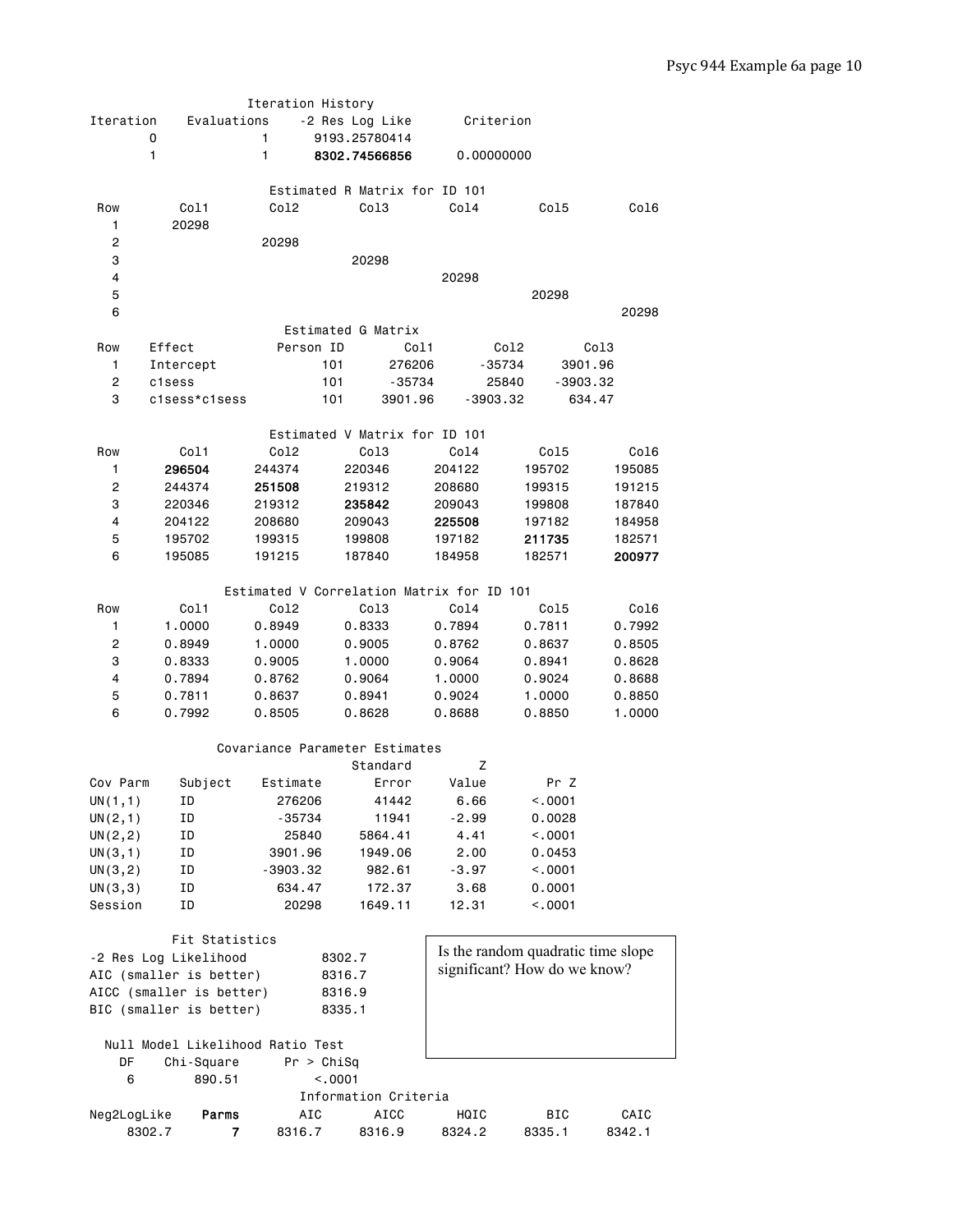Iteration History

| Iteration | Evaluations | -2 Res Log Like | Criterion |
|---|---|---|---|
| 0 | 1 | 9193.25780414 | |
| 1 | 1 | **8302.74566856** | 0.00000000 |

Estimated R Matrix for ID 101

| Row | Col1 | Col2 | Col3 | Col4 | Col5 | Col6 |
|---|---|---|---|---|---|---|
| 1 | 20298 | | | | | |
| 2 | | 20298 | | | | |
| 3 | | | 20298 | | | |
| 4 | | | | 20298 | | |
| 5 | | | | | 20298 | |
| 6 | | | | | | 20298 |

Estimated G Matrix

| Row | Effect | Person ID | Col1 | Col2 | Col3 |
|---|---|---|---|---|---|
| 1 | Intercept | 101 | 276206 | -35734 | 3901.96 |
| 2 | c1sess | 101 | -35734 | 25840 | -3903.32 |
| 3 | c1sess*c1sess | 101 | 3901.96 | -3903.32 | 634.47 |

Estimated V Matrix for ID 101

| Row | Col1 | Col2 | Col3 | Col4 | Col5 | Col6 |
|---|---|---|---|---|---|---|
| 1 | **296504** | 244374 | 220346 | 204122 | 195702 | 195085 |
| 2 | 244374 | **251508** | 219312 | 208680 | 199315 | 191215 |
| 3 | 220346 | 219312 | **235842** | 209043 | 199808 | 187840 |
| 4 | 204122 | 208680 | 209043 | **225508** | 197182 | 184958 |
| 5 | 195702 | 199315 | 199808 | 197182 | **211735** | 182571 |
| 6 | 195085 | 191215 | 187840 | 184958 | 182571 | **200977** |

Estimated V Correlation Matrix for ID 101

| Row | Col1 | Col2 | Col3 | Col4 | Col5 | Col6 |
|---|---|---|---|---|---|---|
| 1 | 1.0000 | 0.8949 | 0.8333 | 0.7894 | 0.7811 | 0.7992 |
| 2 | 0.8949 | 1.0000 | 0.9005 | 0.8762 | 0.8637 | 0.8505 |
| 3 | 0.8333 | 0.9005 | 1.0000 | 0.9064 | 0.8941 | 0.8628 |
| 4 | 0.7894 | 0.8762 | 0.9064 | 1.0000 | 0.9024 | 0.8688 |
| 5 | 0.7811 | 0.8637 | 0.8941 | 0.9024 | 1.0000 | 0.8850 |
| 6 | 0.7992 | 0.8505 | 0.8628 | 0.8688 | 0.8850 | 1.0000 |

Covariance Parameter Estimates

| Cov Parm | Subject | Estimate | Standard Error | Z Value | Pr Z |
|---|---|---|---|---|---|
| UN(1,1) | ID | 276206 | 41442 | 6.66 | <.0001 |
| UN(2,1) | ID | -35734 | 11941 | -2.99 | 0.0028 |
| UN(2,2) | ID | 25840 | 5864.41 | 4.41 | <.0001 |
| UN(3,1) | ID | 3901.96 | 1949.06 | 2.00 | 0.0453 |
| UN(3,2) | ID | -3903.32 | 982.61 | -3.97 | <.0001 |
| UN(3,3) | ID | 634.47 | 172.37 | 3.68 | 0.0001 |
| Session | ID | 20298 | 1649.11 | 12.31 | <.0001 |

Fit Statistics

| | |
|---|---|
| -2 Res Log Likelihood | 8302.7 |
| AIC (smaller is better) | 8316.7 |
| AICC (smaller is better) | 8316.9 |
| BIC (smaller is better) | 8335.1 |

Is the random quadratic time slope significant? How do we know?

Null Model Likelihood Ratio Test

| DF | Chi-Square | Pr > ChiSq |
|---|---|---|
| 6 | 890.51 | <.0001 |

Information Criteria

| Neg2LogLike | **Parms** | AIC | AICC | HQIC | BIC | CAIC |
|---|---|---|---|---|---|---|
| 8302.7 | **7** | 8316.7 | 8316.9 | 8324.2 | 8335.1 | 8342.1 |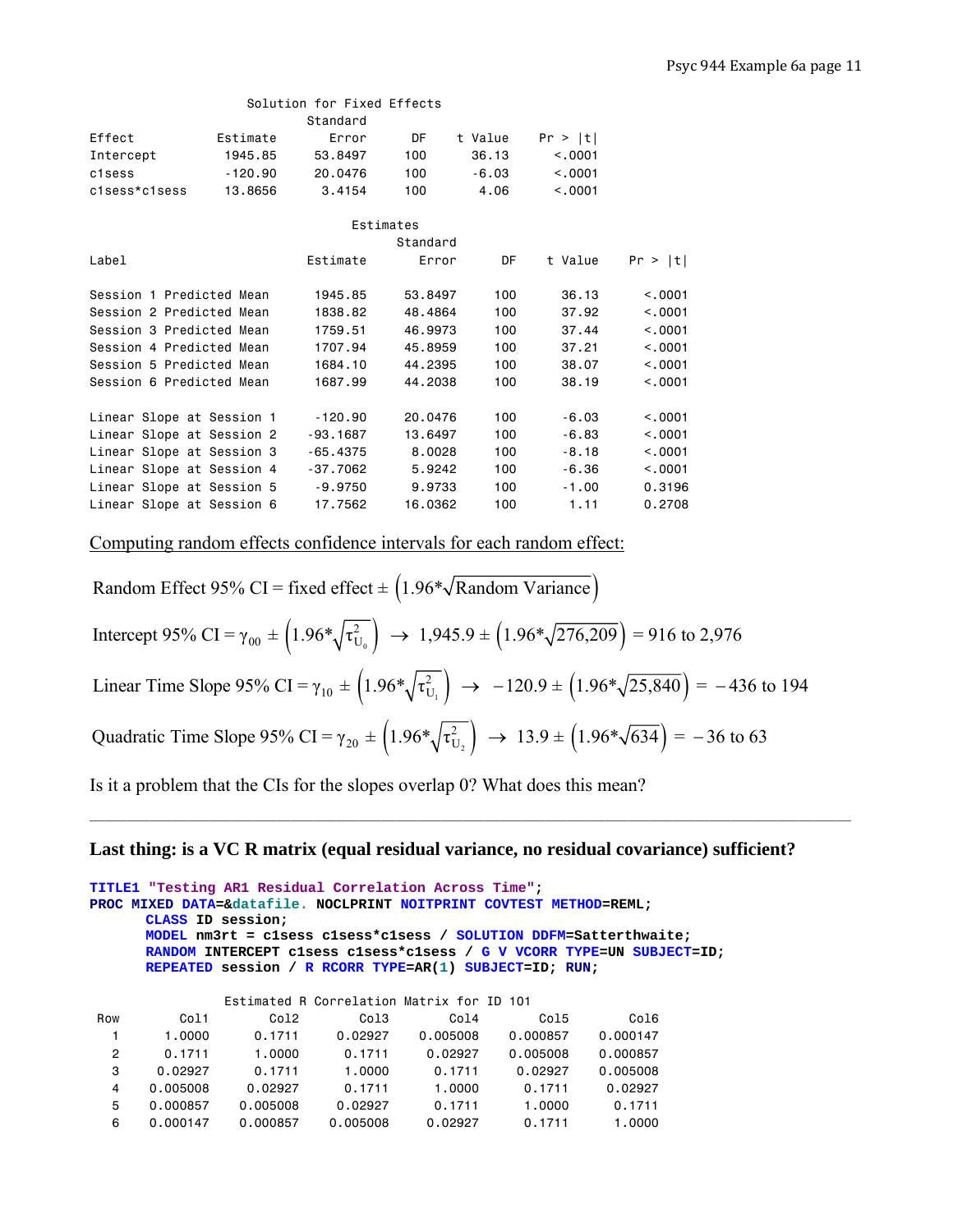Solution for Fixed Effects

| Effect | Estimate | Standard Error | DF | t Value | Pr > \|t\| |
|---|---|---|---|---|---|
| Intercept | 1945.85 | 53.8497 | 100 | 36.13 | <.0001 |
| c1sess | -120.90 | 20.0476 | 100 | -6.03 | <.0001 |
| c1sess*c1sess | 13.8656 | 3.4154 | 100 | 4.06 | <.0001 |

Estimates

| Label | Estimate | Standard Error | DF | t Value | Pr > \|t\| |
|---|---|---|---|---|---|
| Session 1 Predicted Mean | 1945.85 | 53.8497 | 100 | 36.13 | <.0001 |
| Session 2 Predicted Mean | 1838.82 | 48.4864 | 100 | 37.92 | <.0001 |
| Session 3 Predicted Mean | 1759.51 | 46.9973 | 100 | 37.44 | <.0001 |
| Session 4 Predicted Mean | 1707.94 | 45.8959 | 100 | 37.21 | <.0001 |
| Session 5 Predicted Mean | 1684.10 | 44.2395 | 100 | 38.07 | <.0001 |
| Session 6 Predicted Mean | 1687.99 | 44.2038 | 100 | 38.19 | <.0001 |
| Linear Slope at Session 1 | -120.90 | 20.0476 | 100 | -6.03 | <.0001 |
| Linear Slope at Session 2 | -93.1687 | 13.6497 | 100 | -6.83 | <.0001 |
| Linear Slope at Session 3 | -65.4375 | 8.0028 | 100 | -8.18 | <.0001 |
| Linear Slope at Session 4 | -37.7062 | 5.9242 | 100 | -6.36 | <.0001 |
| Linear Slope at Session 5 | -9.9750 | 9.9733 | 100 | -1.00 | 0.3196 |
| Linear Slope at Session 6 | 17.7562 | 16.0362 | 100 | 1.11 | 0.2708 |

Computing random effects confidence intervals for each random effect:

$$\text{Random Effect 95\% CI} = \text{fixed effect} \pm \left(1.96*\sqrt{\text{Random Variance}}\right)$$

$$\text{Intercept 95\% CI} = \gamma_{00} \pm \left(1.96*\sqrt{\tau^2_{U_0}}\right) \rightarrow 1{,}945.9 \pm \left(1.96*\sqrt{276{,}209}\right) = 916 \text{ to } 2{,}976$$

$$\text{Linear Time Slope 95\% CI} = \gamma_{10} \pm \left(1.96*\sqrt{\tau^2_{U_1}}\right) \rightarrow -120.9 \pm \left(1.96*\sqrt{25{,}840}\right) = -436 \text{ to } 194$$

$$\text{Quadratic Time Slope 95\% CI} = \gamma_{20} \pm \left(1.96*\sqrt{\tau^2_{U_2}}\right) \rightarrow 13.9 \pm \left(1.96*\sqrt{634}\right) = -36 \text{ to } 63$$

Is it a problem that the CIs for the slopes overlap 0? What does this mean?

---

**Last thing: is a VC R matrix (equal residual variance, no residual covariance) sufficient?**

```
TITLE1 "Testing AR1 Residual Correlation Across Time";
PROC MIXED DATA=&datafile. NOCLPRINT NOITPRINT COVTEST METHOD=REML;
      CLASS ID session;
      MODEL nm3rt = c1sess c1sess*c1sess / SOLUTION DDFM=Satterthwaite;
      RANDOM INTERCEPT c1sess c1sess*c1sess / G V VCORR TYPE=UN SUBJECT=ID;
      REPEATED session / R RCORR TYPE=AR(1) SUBJECT=ID; RUN;
```

Estimated R Correlation Matrix for ID 101

| Row | Col1 | Col2 | Col3 | Col4 | Col5 | Col6 |
|---|---|---|---|---|---|---|
| 1 | 1.0000 | 0.1711 | 0.02927 | 0.005008 | 0.000857 | 0.000147 |
| 2 | 0.1711 | 1.0000 | 0.1711 | 0.02927 | 0.005008 | 0.000857 |
| 3 | 0.02927 | 0.1711 | 1.0000 | 0.1711 | 0.02927 | 0.005008 |
| 4 | 0.005008 | 0.02927 | 0.1711 | 1.0000 | 0.1711 | 0.02927 |
| 5 | 0.000857 | 0.005008 | 0.02927 | 0.1711 | 1.0000 | 0.1711 |
| 6 | 0.000147 | 0.000857 | 0.005008 | 0.02927 | 0.1711 | 1.0000 |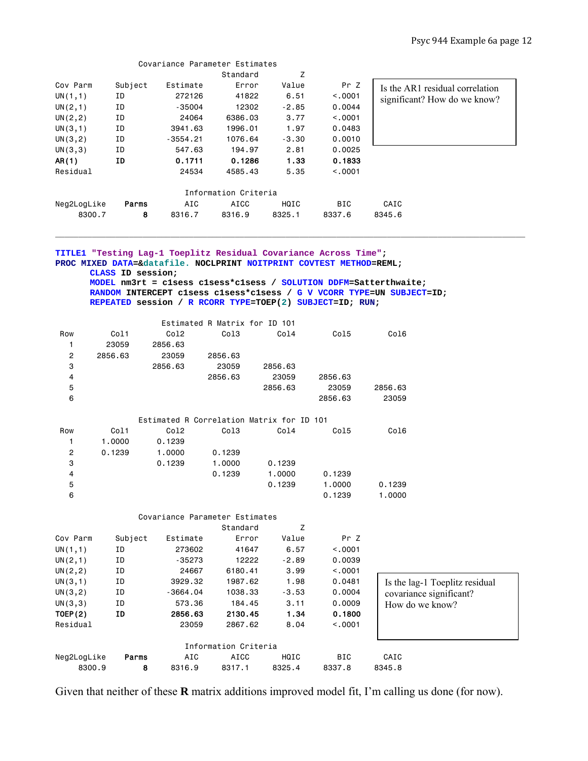Covariance Parameter Estimates

| Cov Parm | Subject | Estimate | Standard Error | Z Value | Pr Z |
|---|---|---|---|---|---|
| UN(1,1) | ID | 272126 | 41822 | 6.51 | <.0001 |
| UN(2,1) | ID | -35004 | 12302 | -2.85 | 0.0044 |
| UN(2,2) | ID | 24064 | 6386.03 | 3.77 | <.0001 |
| UN(3,1) | ID | 3941.63 | 1996.01 | 1.97 | 0.0483 |
| UN(3,2) | ID | -3554.21 | 1076.64 | -3.30 | 0.0010 |
| UN(3,3) | ID | 547.63 | 194.97 | 2.81 | 0.0025 |
| **AR(1)** | **ID** | **0.1711** | **0.1286** | **1.33** | **0.1833** |
| Residual | | 24534 | 4585.43 | 5.35 | <.0001 |

Is the AR1 residual correlation significant? How do we know?

Information Criteria

| Neg2LogLike | Parms | AIC | AICC | HQIC | BIC | CAIC |
|---|---|---|---|---|---|---|
| 8300.7 | 8 | 8316.7 | 8316.9 | 8325.1 | 8337.6 | 8345.6 |

---

```
TITLE1 "Testing Lag-1 Toeplitz Residual Covariance Across Time";
PROC MIXED DATA=&datafile. NOCLPRINT NOITPRINT COVTEST METHOD=REML;
     CLASS ID session;
     MODEL nm3rt = c1sess c1sess*c1sess / SOLUTION DDFM=Satterthwaite;
     RANDOM INTERCEPT c1sess c1sess*c1sess / G V VCORR TYPE=UN SUBJECT=ID;
     REPEATED session / R RCORR TYPE=TOEP(2) SUBJECT=ID; RUN;
```

Estimated R Matrix for ID 101

| Row | Col1 | Col2 | Col3 | Col4 | Col5 | Col6 |
|---|---|---|---|---|---|---|
| 1 | 23059 | 2856.63 | | | | |
| 2 | 2856.63 | 23059 | 2856.63 | | | |
| 3 | | 2856.63 | 23059 | 2856.63 | | |
| 4 | | | 2856.63 | 23059 | 2856.63 | |
| 5 | | | | 2856.63 | 23059 | 2856.63 |
| 6 | | | | | 2856.63 | 23059 |

Estimated R Correlation Matrix for ID 101

| Row | Col1 | Col2 | Col3 | Col4 | Col5 | Col6 |
|---|---|---|---|---|---|---|
| 1 | 1.0000 | 0.1239 | | | | |
| 2 | 0.1239 | 1.0000 | 0.1239 | | | |
| 3 | | 0.1239 | 1.0000 | 0.1239 | | |
| 4 | | | 0.1239 | 1.0000 | 0.1239 | |
| 5 | | | | 0.1239 | 1.0000 | 0.1239 |
| 6 | | | | | 0.1239 | 1.0000 |

Covariance Parameter Estimates

| Cov Parm | Subject | Estimate | Standard Error | Z Value | Pr Z |
|---|---|---|---|---|---|
| UN(1,1) | ID | 273602 | 41647 | 6.57 | <.0001 |
| UN(2,1) | ID | -35273 | 12222 | -2.89 | 0.0039 |
| UN(2,2) | ID | 24667 | 6180.41 | 3.99 | <.0001 |
| UN(3,1) | ID | 3929.32 | 1987.62 | 1.98 | 0.0481 |
| UN(3,2) | ID | -3664.04 | 1038.33 | -3.53 | 0.0004 |
| UN(3,3) | ID | 573.36 | 184.45 | 3.11 | 0.0009 |
| **TOEP(2)** | **ID** | **2856.63** | **2130.45** | **1.34** | **0.1800** |
| Residual | | 23059 | 2867.62 | 8.04 | <.0001 |

Is the lag-1 Toeplitz residual covariance significant? How do we know?

Information Criteria

| Neg2LogLike | Parms | AIC | AICC | HQIC | BIC | CAIC |
|---|---|---|---|---|---|---|
| 8300.9 | 8 | 8316.9 | 8317.1 | 8325.4 | 8337.8 | 8345.8 |

Given that neither of these **R** matrix additions improved model fit, I'm calling us done (for now).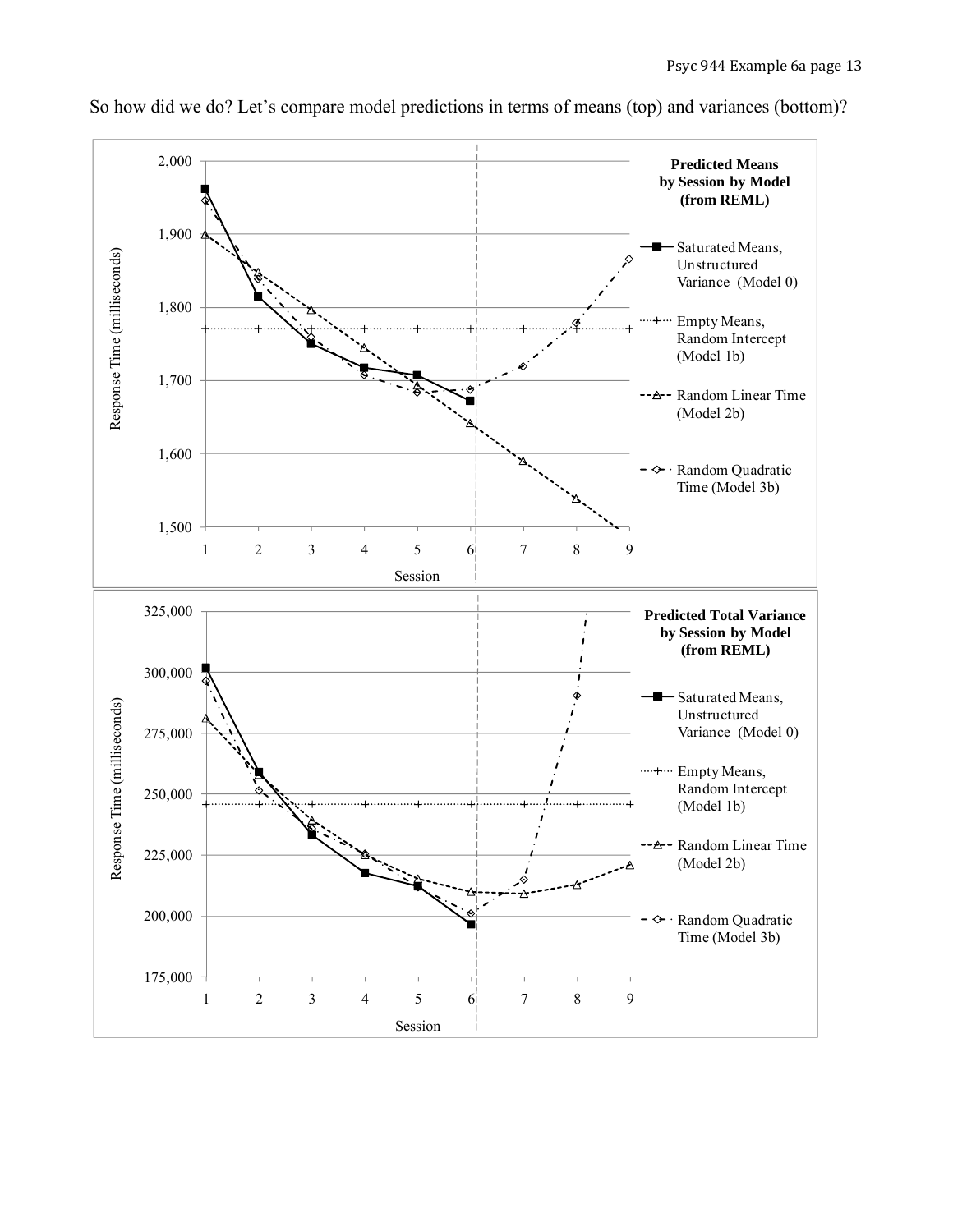So how did we do? Let's compare model predictions in terms of means (top) and variances (bottom)?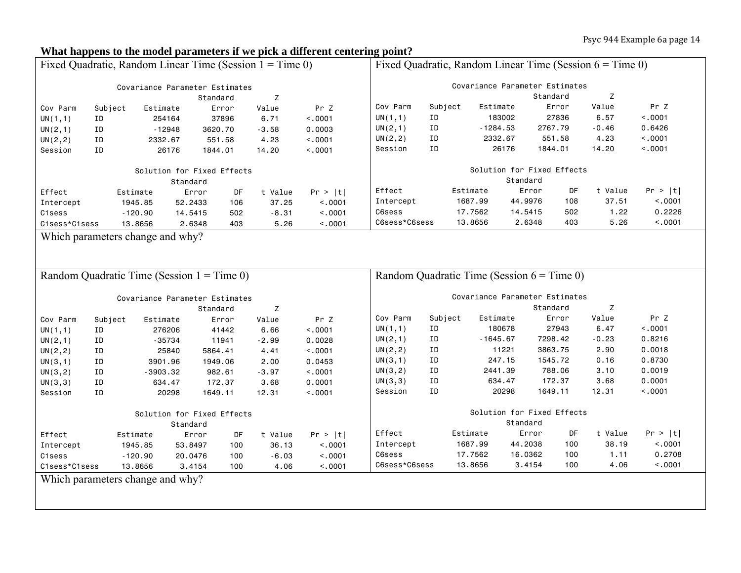**What happens to the model parameters if we pick a different centering point?**

### Fixed Quadratic, Random Linear Time (Session 1 = Time 0)

Covariance Parameter Estimates

| Cov Parm | Subject | Estimate | Standard Error | Z Value | Pr Z |
|---|---|---|---|---|---|
| UN(1,1) | ID | 254164 | 37896 | 6.71 | <.0001 |
| UN(2,1) | ID | -12948 | 3620.70 | -3.58 | 0.0003 |
| UN(2,2) | ID | 2332.67 | 551.58 | 4.23 | <.0001 |
| Session | ID | 26176 | 1844.01 | 14.20 | <.0001 |

Solution for Fixed Effects

| Effect | Estimate | Standard Error | DF | t Value | Pr > \|t\| |
|---|---|---|---|---|---|
| Intercept | 1945.85 | 52.2433 | 106 | 37.25 | <.0001 |
| C1sess | -120.90 | 14.5415 | 502 | -8.31 | <.0001 |
| C1sess*C1sess | 13.8656 | 2.6348 | 403 | 5.26 | <.0001 |

### Fixed Quadratic, Random Linear Time (Session 6 = Time 0)

Covariance Parameter Estimates

| Cov Parm | Subject | Estimate | Standard Error | Z Value | Pr Z |
|---|---|---|---|---|---|
| UN(1,1) | ID | 183002 | 27836 | 6.57 | <.0001 |
| UN(2,1) | ID | -1284.53 | 2767.79 | -0.46 | 0.6426 |
| UN(2,2) | ID | 2332.67 | 551.58 | 4.23 | <.0001 |
| Session | ID | 26176 | 1844.01 | 14.20 | <.0001 |

Solution for Fixed Effects

| Effect | Estimate | Standard Error | DF | t Value | Pr > \|t\| |
|---|---|---|---|---|---|
| Intercept | 1687.99 | 44.9976 | 108 | 37.51 | <.0001 |
| C6sess | 17.7562 | 14.5415 | 502 | 1.22 | 0.2226 |
| C6sess*C6sess | 13.8656 | 2.6348 | 403 | 5.26 | <.0001 |

Which parameters change and why?

### Random Quadratic Time (Session 1 = Time 0)

Covariance Parameter Estimates

| Cov Parm | Subject | Estimate | Standard Error | Z Value | Pr Z |
|---|---|---|---|---|---|
| UN(1,1) | ID | 276206 | 41442 | 6.66 | <.0001 |
| UN(2,1) | ID | -35734 | 11941 | -2.99 | 0.0028 |
| UN(2,2) | ID | 25840 | 5864.41 | 4.41 | <.0001 |
| UN(3,1) | ID | 3901.96 | 1949.06 | 2.00 | 0.0453 |
| UN(3,2) | ID | -3903.32 | 982.61 | -3.97 | <.0001 |
| UN(3,3) | ID | 634.47 | 172.37 | 3.68 | 0.0001 |
| Session | ID | 20298 | 1649.11 | 12.31 | <.0001 |

Solution for Fixed Effects

| Effect | Estimate | Standard Error | DF | t Value | Pr > \|t\| |
|---|---|---|---|---|---|
| Intercept | 1945.85 | 53.8497 | 100 | 36.13 | <.0001 |
| C1sess | -120.90 | 20.0476 | 100 | -6.03 | <.0001 |
| C1sess*C1sess | 13.8656 | 3.4154 | 100 | 4.06 | <.0001 |

### Random Quadratic Time (Session 6 = Time 0)

Covariance Parameter Estimates

| Cov Parm | Subject | Estimate | Standard Error | Z Value | Pr Z |
|---|---|---|---|---|---|
| UN(1,1) | ID | 180678 | 27943 | 6.47 | <.0001 |
| UN(2,1) | ID | -1645.67 | 7298.42 | -0.23 | 0.8216 |
| UN(2,2) | ID | 11221 | 3863.75 | 2.90 | 0.0018 |
| UN(3,1) | ID | 247.15 | 1545.72 | 0.16 | 0.8730 |
| UN(3,2) | ID | 2441.39 | 788.06 | 3.10 | 0.0019 |
| UN(3,3) | ID | 634.47 | 172.37 | 3.68 | 0.0001 |
| Session | ID | 20298 | 1649.11 | 12.31 | <.0001 |

Solution for Fixed Effects

| Effect | Estimate | Standard Error | DF | t Value | Pr > \|t\| |
|---|---|---|---|---|---|
| Intercept | 1687.99 | 44.2038 | 100 | 38.19 | <.0001 |
| C6sess | 17.7562 | 16.0362 | 100 | 1.11 | 0.2708 |
| C6sess*C6sess | 13.8656 | 3.4154 | 100 | 4.06 | <.0001 |

Which parameters change and why?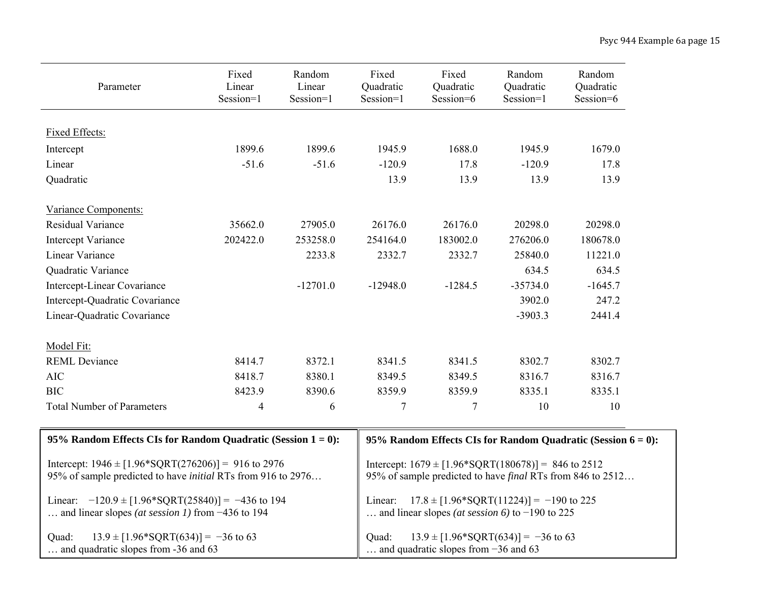| Parameter | Fixed Linear Session=1 | Random Linear Session=1 | Fixed Quadratic Session=1 | Fixed Quadratic Session=6 | Random Quadratic Session=1 | Random Quadratic Session=6 |
|---|---|---|---|---|---|---|
| Fixed Effects: | | | | | | |
| Intercept | 1899.6 | 1899.6 | 1945.9 | 1688.0 | 1945.9 | 1679.0 |
| Linear | -51.6 | -51.6 | -120.9 | 17.8 | -120.9 | 17.8 |
| Quadratic | | | 13.9 | 13.9 | 13.9 | 13.9 |
| Variance Components: | | | | | | |
| Residual Variance | 35662.0 | 27905.0 | 26176.0 | 26176.0 | 20298.0 | 20298.0 |
| Intercept Variance | 202422.0 | 253258.0 | 254164.0 | 183002.0 | 276206.0 | 180678.0 |
| Linear Variance | | 2233.8 | 2332.7 | 2332.7 | 25840.0 | 11221.0 |
| Quadratic Variance | | | | | 634.5 | 634.5 |
| Intercept-Linear Covariance | | -12701.0 | -12948.0 | -1284.5 | -35734.0 | -1645.7 |
| Intercept-Quadratic Covariance | | | | | 3902.0 | 247.2 |
| Linear-Quadratic Covariance | | | | | -3903.3 | 2441.4 |
| Model Fit: | | | | | | |
| REML Deviance | 8414.7 | 8372.1 | 8341.5 | 8341.5 | 8302.7 | 8302.7 |
| AIC | 8418.7 | 8380.1 | 8349.5 | 8349.5 | 8316.7 | 8316.7 |
| BIC | 8423.9 | 8390.6 | 8359.9 | 8359.9 | 8335.1 | 8335.1 |
| Total Number of Parameters | 4 | 6 | 7 | 7 | 10 | 10 |

**95% Random Effects CIs for Random Quadratic (Session 1 = 0):**

Intercept: 1946 ± [1.96*SQRT(276206)] = 916 to 2976
95% of sample predicted to have *initial* RTs from 916 to 2976…

Linear: −120.9 ± [1.96*SQRT(25840)] = −436 to 194
… and linear slopes *(at session 1)* from −436 to 194

Quad: 13.9 ± [1.96*SQRT(634)] = −36 to 63
… and quadratic slopes from -36 and 63

**95% Random Effects CIs for Random Quadratic (Session 6 = 0):**

Intercept: 1679 ± [1.96*SQRT(180678)] = 846 to 2512
95% of sample predicted to have *final* RTs from 846 to 2512…

Linear: 17.8 ± [1.96*SQRT(11224)] = −190 to 225
… and linear slopes *(at session 6)* to −190 to 225

Quad: 13.9 ± [1.96*SQRT(634)] = −36 to 63
… and quadratic slopes from −36 and 63